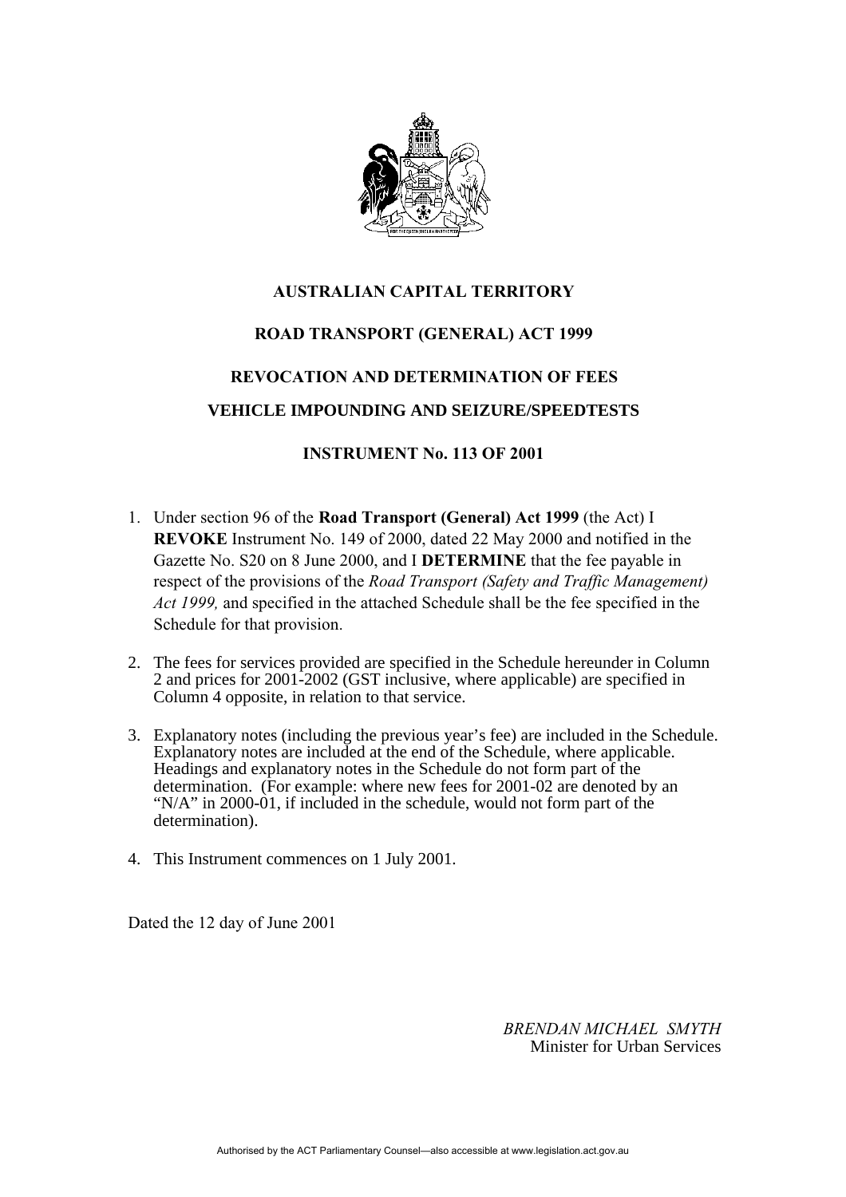**AUSTRALIAN CAPITAL TERRITORY**

**ROAD TRANSPORT (GENERAL) ACT 1999**

**REVOCATION AND DETERMINATION OF FEES**

**VEHICLE IMPOUNDING AND SEIZURE/SPEEDTESTS**

**INSTRUMENT No. 113 OF 2001**

1. Under section 96 of the **Road Transport (General) Act 1999** (the Act) I **REVOKE** Instrument No. 149 of 2000, dated 22 May 2000 and notified in the Gazette No. S20 on 8 June 2000, and I **DETERMINE** that the fee payable in respect of the provisions of the *Road Transport (Safety and Traffic Management) Act 1999,* and specified in the attached Schedule shall be the fee specified in the Schedule for that provision.

2. The fees for services provided are specified in the Schedule hereunder in Column 2 and prices for 2001-2002 (GST inclusive, where applicable) are specified in Column 4 opposite, in relation to that service.

3. Explanatory notes (including the previous year's fee) are included in the Schedule. Explanatory notes are included at the end of the Schedule, where applicable. Headings and explanatory notes in the Schedule do not form part of the determination. (For example: where new fees for 2001-02 are denoted by an "N/A" in 2000-01, if included in the schedule, would not form part of the determination).

4. This Instrument commences on 1 July 2001.

Dated the 12 day of June 2001

*BRENDAN MICHAEL SMYTH*
Minister for Urban Services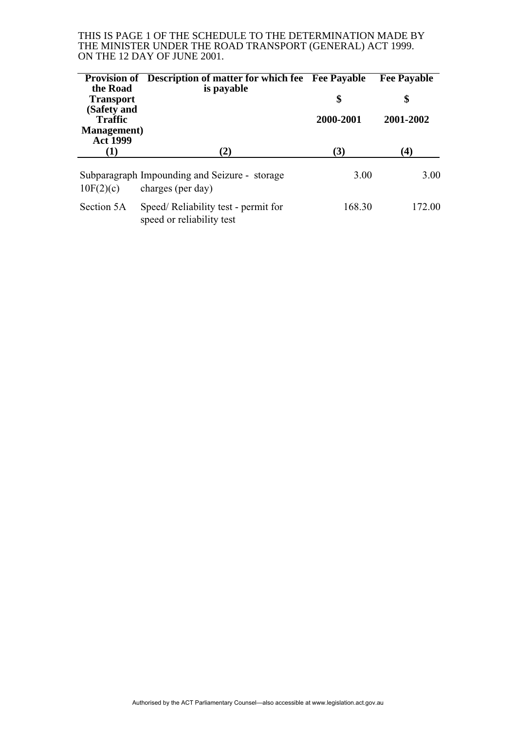THIS IS PAGE 1 OF THE SCHEDULE TO THE DETERMINATION MADE BY THE MINISTER UNDER THE ROAD TRANSPORT (GENERAL) ACT 1999. ON THE 12 DAY OF JUNE 2001.

| Provision of the Road Transport (Safety and Traffic Management) Act 1999 | Description of matter for which fee is payable | Fee Payable $ 2000-2001 | Fee Payable $ 2001-2002 |
|---|---|---|---|
| (1) | (2) | (3) | (4) |
| Subparagraph 10F(2)(c) | Impounding and Seizure - storage charges (per day) | 3.00 | 3.00 |
| Section 5A | Speed/ Reliability test - permit for speed or reliability test | 168.30 | 172.00 |